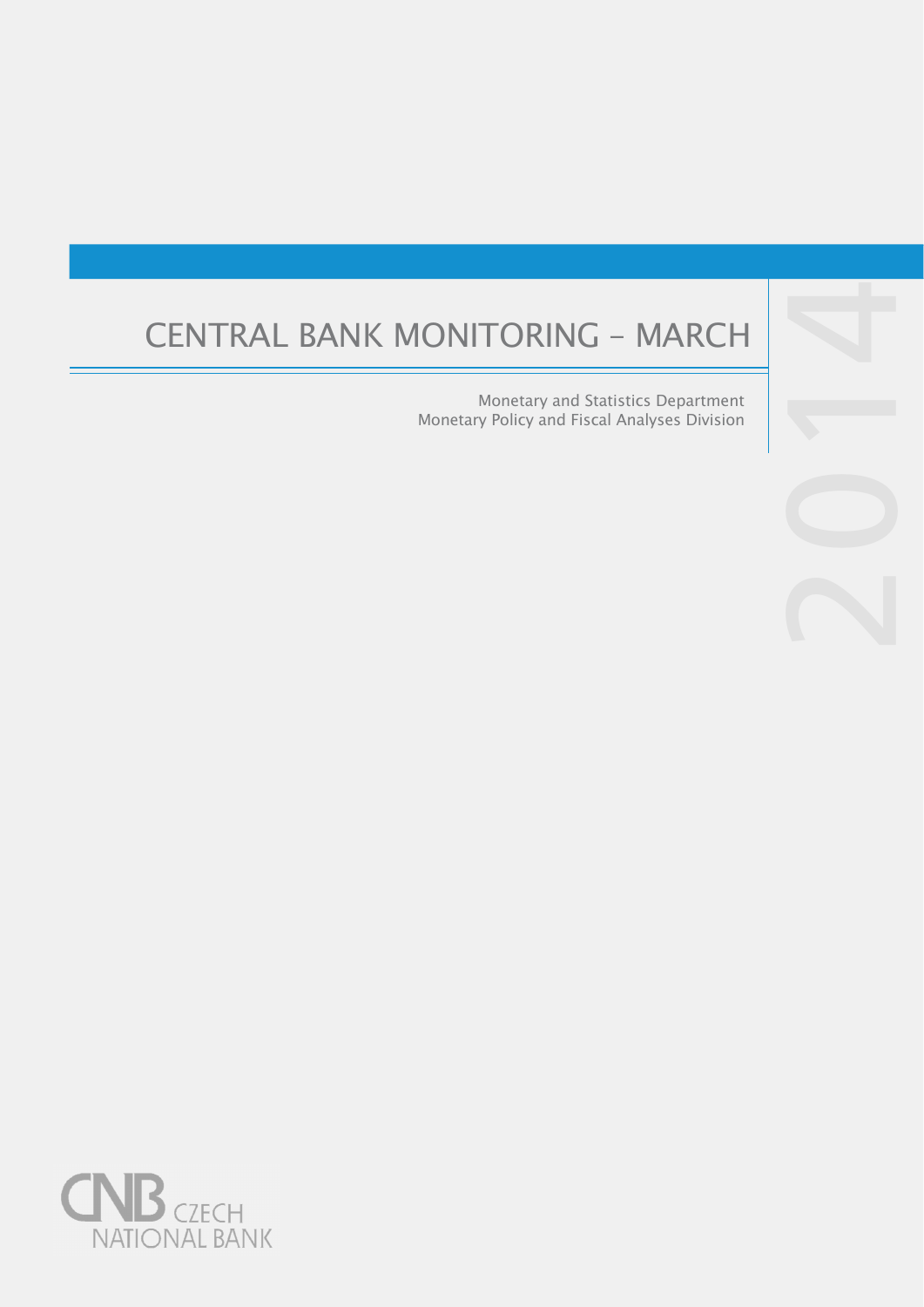# CENTRAL BANK MONITORING – MARCH 2014

Monetary and Statistics Department
Monetary Policy and Fiscal Analyses Division

CNB CZECH NATIONAL BANK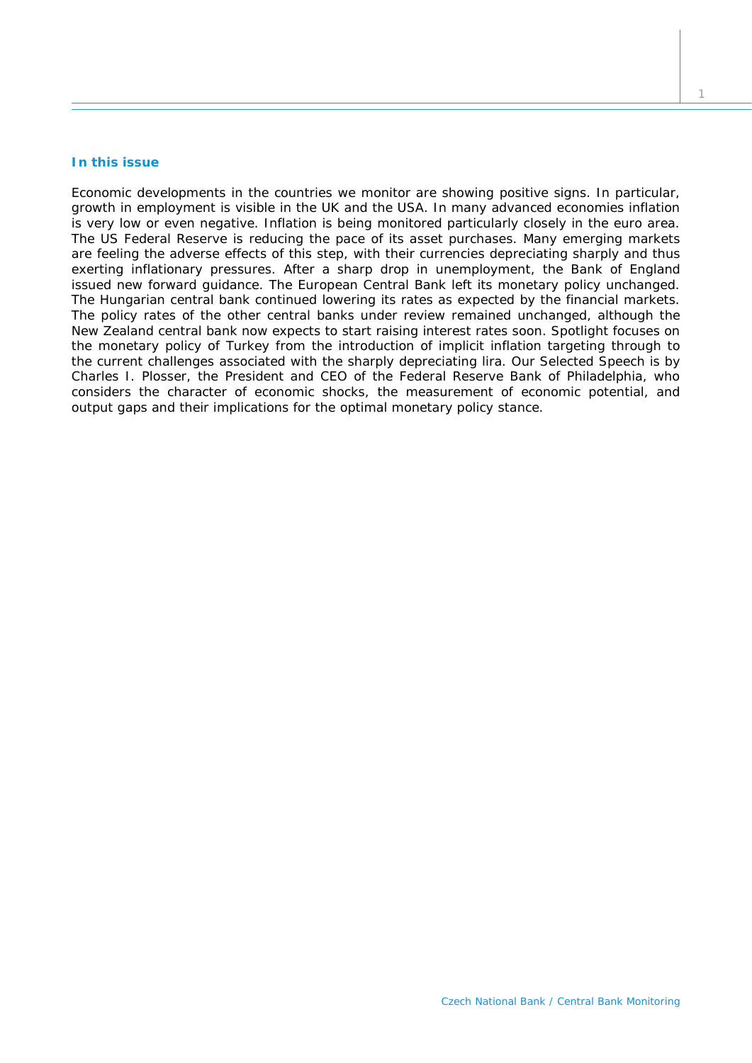## In this issue

Economic developments in the countries we monitor are showing positive signs. In particular, growth in employment is visible in the UK and the USA. In many advanced economies inflation is very low or even negative. Inflation is being monitored particularly closely in the euro area. The US Federal Reserve is reducing the pace of its asset purchases. Many emerging markets are feeling the adverse effects of this step, with their currencies depreciating sharply and thus exerting inflationary pressures. After a sharp drop in unemployment, the Bank of England issued new forward guidance. The European Central Bank left its monetary policy unchanged. The Hungarian central bank continued lowering its rates as expected by the financial markets. The policy rates of the other central banks under review remained unchanged, although the New Zealand central bank now expects to start raising interest rates soon. Spotlight focuses on the monetary policy of Turkey from the introduction of implicit inflation targeting through to the current challenges associated with the sharply depreciating lira. Our Selected Speech is by Charles I. Plosser, the President and CEO of the Federal Reserve Bank of Philadelphia, who considers the character of economic shocks, the measurement of economic potential, and output gaps and their implications for the optimal monetary policy stance.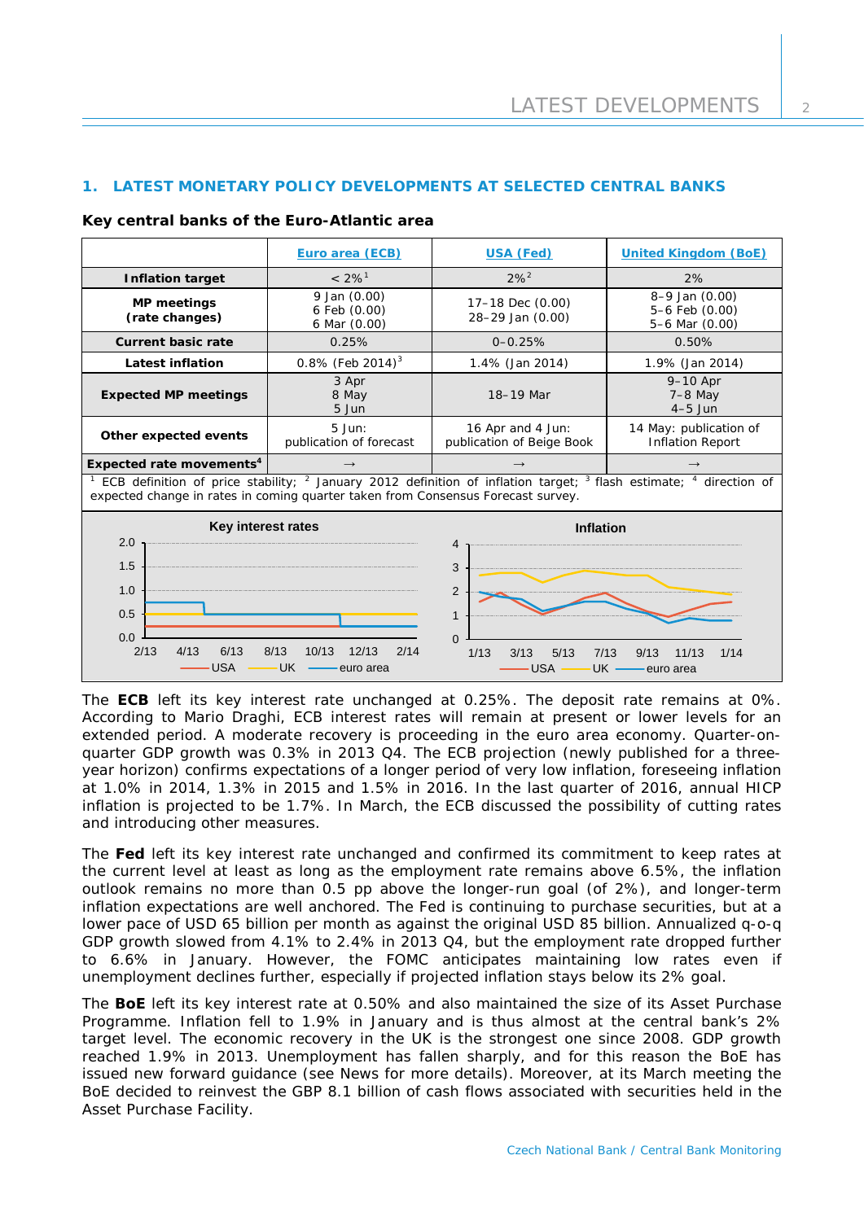## 1. LATEST MONETARY POLICY DEVELOPMENTS AT SELECTED CENTRAL BANKS

**Key central banks of the Euro-Atlantic area**

| | Euro area (ECB) | USA (Fed) | United Kingdom (BoE) |
|---|---|---|---|
| **Inflation target** | < 2%[1] | 2%[2] | 2% |
| **MP meetings (rate changes)** | 9 Jan (0.00)<br>6 Feb (0.00)<br>6 Mar (0.00) | 17–18 Dec (0.00)<br>28–29 Jan (0.00) | 8–9 Jan (0.00)<br>5–6 Feb (0.00)<br>5–6 Mar (0.00) |
| **Current basic rate** | 0.25% | 0–0.25% | 0.50% |
| **Latest inflation** | 0.8% (Feb 2014)[3] | 1.4% (Jan 2014) | 1.9% (Jan 2014) |
| **Expected MP meetings** | 3 Apr<br>8 May<br>5 Jun | 18–19 Mar | 9–10 Apr<br>7–8 May<br>4–5 Jun |
| **Other expected events** | 5 Jun:<br>publication of forecast | 16 Apr and 4 Jun:<br>publication of Beige Book | 14 May: publication of Inflation Report |
| **Expected rate movements**[4] | → | → | → |

[1] ECB definition of price stability; [2] January 2012 definition of inflation target; [3] flash estimate; [4] direction of expected change in rates in coming quarter taken from Consensus Forecast survey.

The **ECB** left its key interest rate unchanged at 0.25%. The deposit rate remains at 0%. According to Mario Draghi, ECB interest rates will remain at present or lower levels for an extended period. A moderate recovery is proceeding in the euro area economy. Quarter-on-quarter GDP growth was 0.3% in 2013 Q4. The ECB projection (newly published for a three-year horizon) confirms expectations of a longer period of very low inflation, foreseeing inflation at 1.0% in 2014, 1.3% in 2015 and 1.5% in 2016. In the last quarter of 2016, annual HICP inflation is projected to be 1.7%. In March, the ECB discussed the possibility of cutting rates and introducing other measures.

The **Fed** left its key interest rate unchanged and confirmed its commitment to keep rates at the current level at least as long as the employment rate remains above 6.5%, the inflation outlook remains no more than 0.5 pp above the longer-run goal (of 2%), and longer-term inflation expectations are well anchored. The Fed is continuing to purchase securities, but at a lower pace of USD 65 billion per month as against the original USD 85 billion. Annualized q-o-q GDP growth slowed from 4.1% to 2.4% in 2013 Q4, but the employment rate dropped further to 6.6% in January. However, the FOMC anticipates maintaining low rates even if unemployment declines further, especially if projected inflation stays below its 2% goal.

The **BoE** left its key interest rate at 0.50% and also maintained the size of its Asset Purchase Programme. Inflation fell to 1.9% in January and is thus almost at the central bank's 2% target level. The economic recovery in the UK is the strongest one since 2008. GDP growth reached 1.9% in 2013. Unemployment has fallen sharply, and for this reason the BoE has issued new forward guidance (see News for more details). Moreover, at its March meeting the BoE decided to reinvest the GBP 8.1 billion of cash flows associated with securities held in the Asset Purchase Facility.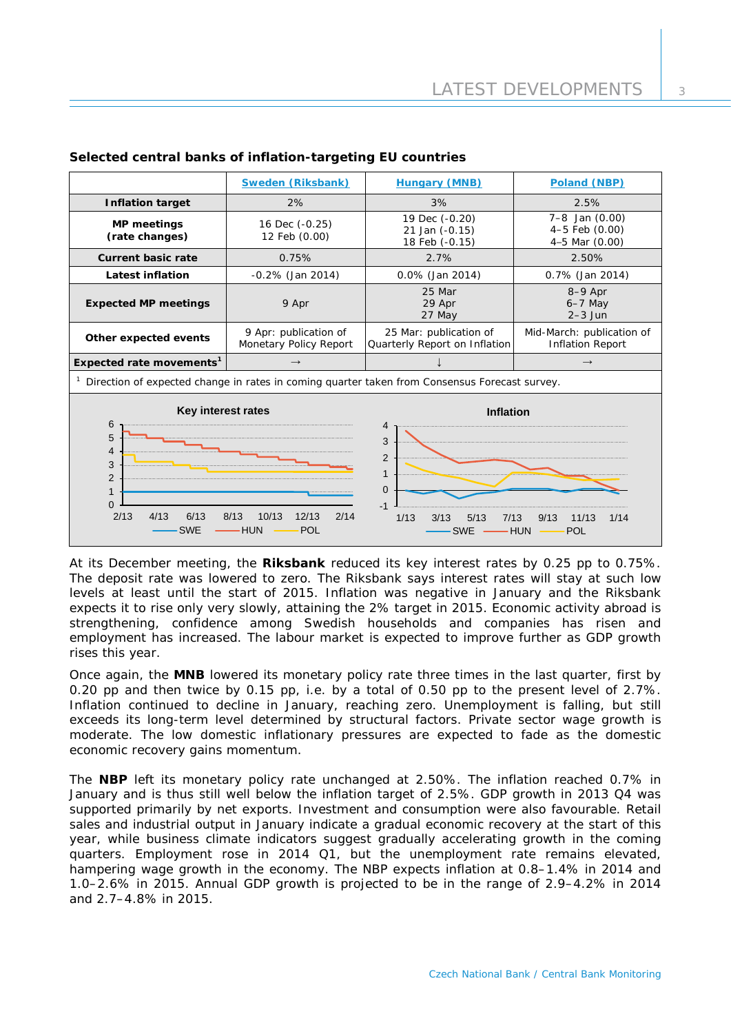**Selected central banks of inflation-targeting EU countries**

| | Sweden (Riksbank) | Hungary (MNB) | Poland (NBP) |
|---|---|---|---|
| **Inflation target** | 2% | 3% | 2.5% |
| **MP meetings (rate changes)** | 16 Dec (-0.25) 12 Feb (0.00) | 19 Dec (-0.20) 21 Jan (-0.15) 18 Feb (-0.15) | 7–8 Jan (0.00) 4–5 Feb (0.00) 4–5 Mar (0.00) |
| **Current basic rate** | 0.75% | 2.7% | 2.50% |
| **Latest inflation** | -0.2% (Jan 2014) | 0.0% (Jan 2014) | 0.7% (Jan 2014) |
| **Expected MP meetings** | 9 Apr | 25 Mar 29 Apr 27 May | 8–9 Apr 6–7 May 2–3 Jun |
| **Other expected events** | 9 Apr: publication of Monetary Policy Report | 25 Mar: publication of Quarterly Report on Inflation | Mid-March: publication of Inflation Report |
| **Expected rate movements**[1] | → | ↓ | → |

[1] Direction of expected change in rates in coming quarter taken from Consensus Forecast survey.

At its December meeting, the **Riksbank** reduced its key interest rates by 0.25 pp to 0.75%. The deposit rate was lowered to zero. The Riksbank says interest rates will stay at such low levels at least until the start of 2015. Inflation was negative in January and the Riksbank expects it to rise only very slowly, attaining the 2% target in 2015. Economic activity abroad is strengthening, confidence among Swedish households and companies has risen and employment has increased. The labour market is expected to improve further as GDP growth rises this year.

Once again, the **MNB** lowered its monetary policy rate three times in the last quarter, first by 0.20 pp and then twice by 0.15 pp, i.e. by a total of 0.50 pp to the present level of 2.7%. Inflation continued to decline in January, reaching zero. Unemployment is falling, but still exceeds its long-term level determined by structural factors. Private sector wage growth is moderate. The low domestic inflationary pressures are expected to fade as the domestic economic recovery gains momentum.

The **NBP** left its monetary policy rate unchanged at 2.50%. The inflation reached 0.7% in January and is thus still well below the inflation target of 2.5%. GDP growth in 2013 Q4 was supported primarily by net exports. Investment and consumption were also favourable. Retail sales and industrial output in January indicate a gradual economic recovery at the start of this year, while business climate indicators suggest gradually accelerating growth in the coming quarters. Employment rose in 2014 Q1, but the unemployment rate remains elevated, hampering wage growth in the economy. The NBP expects inflation at 0.8–1.4% in 2014 and 1.0–2.6% in 2015. Annual GDP growth is projected to be in the range of 2.9–4.2% in 2014 and 2.7–4.8% in 2015.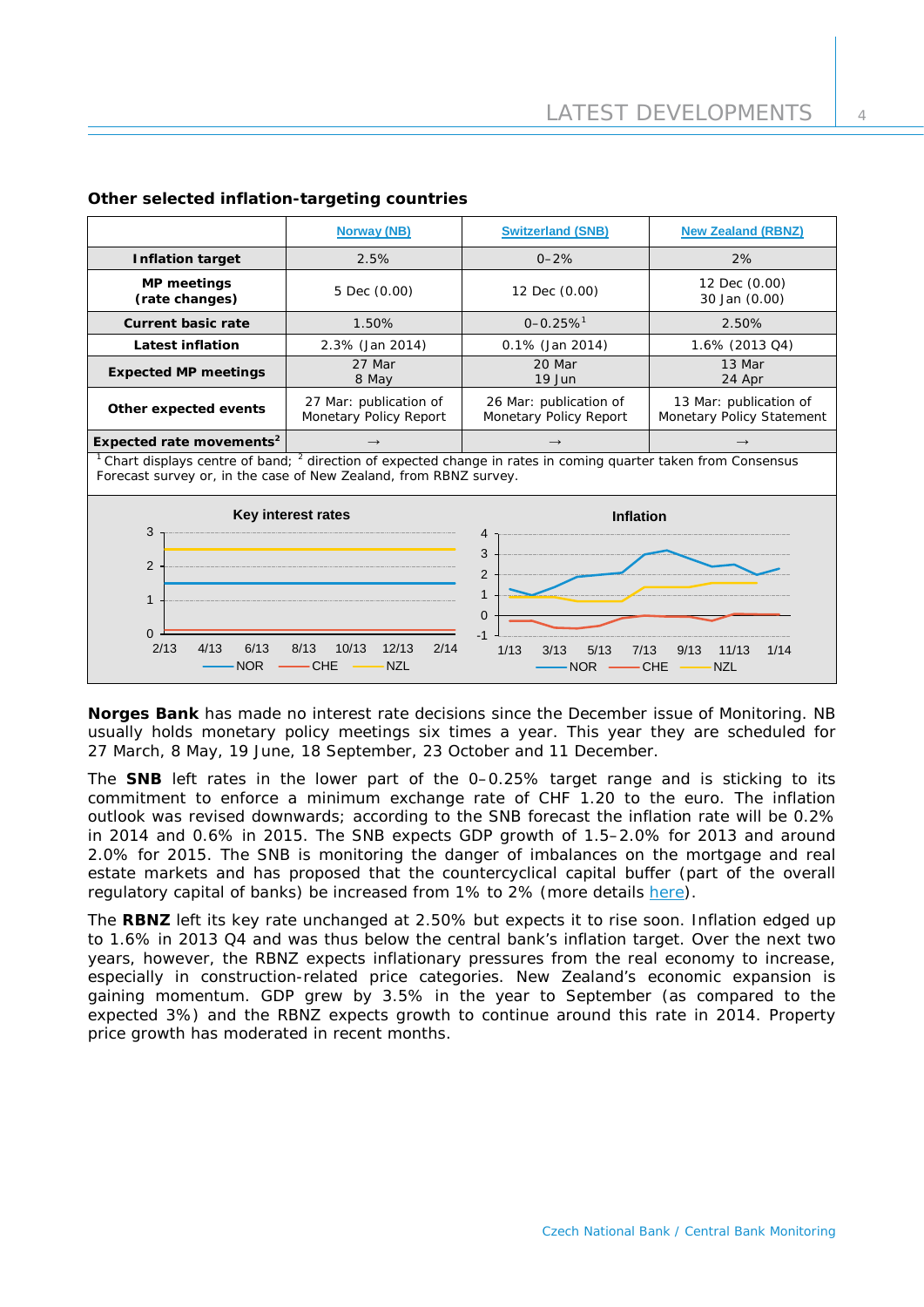### Other selected inflation-targeting countries

| | Norway (NB) | Switzerland (SNB) | New Zealand (RBNZ) |
|---|---|---|---|
| **Inflation target** | 2.5% | 0–2% | 2% |
| **MP meetings (rate changes)** | 5 Dec (0.00) | 12 Dec (0.00) | 12 Dec (0.00)<br>30 Jan (0.00) |
| **Current basic rate** | 1.50% | 0–0.25%[1] | 2.50% |
| **Latest inflation** | 2.3% (Jan 2014) | 0.1% (Jan 2014) | 1.6% (2013 Q4) |
| **Expected MP meetings** | 27 Mar<br>8 May | 20 Mar<br>19 Jun | 13 Mar<br>24 Apr |
| **Other expected events** | 27 Mar: publication of Monetary Policy Report | 26 Mar: publication of Monetary Policy Report | 13 Mar: publication of Monetary Policy Statement |
| **Expected rate movements[2]** | → | → | → |

[1] Chart displays centre of band; [2] direction of expected change in rates in coming quarter taken from Consensus Forecast survey or, in the case of New Zealand, from RBNZ survey.

**Norges Bank** has made no interest rate decisions since the December issue of Monitoring. NB usually holds monetary policy meetings six times a year. This year they are scheduled for 27 March, 8 May, 19 June, 18 September, 23 October and 11 December.

The **SNB** left rates in the lower part of the 0–0.25% target range and is sticking to its commitment to enforce a minimum exchange rate of CHF 1.20 to the euro. The inflation outlook was revised downwards; according to the SNB forecast the inflation rate will be 0.2% in 2014 and 0.6% in 2015. The SNB expects GDP growth of 1.5–2.0% for 2013 and around 2.0% for 2015. The SNB is monitoring the danger of imbalances on the mortgage and real estate markets and has proposed that the countercyclical capital buffer (part of the overall regulatory capital of banks) be increased from 1% to 2% (more details here).

The **RBNZ** left its key rate unchanged at 2.50% but expects it to rise soon. Inflation edged up to 1.6% in 2013 Q4 and was thus below the central bank's inflation target. Over the next two years, however, the RBNZ expects inflationary pressures from the real economy to increase, especially in construction-related price categories. New Zealand's economic expansion is gaining momentum. GDP grew by 3.5% in the year to September (as compared to the expected 3%) and the RBNZ expects growth to continue around this rate in 2014. Property price growth has moderated in recent months.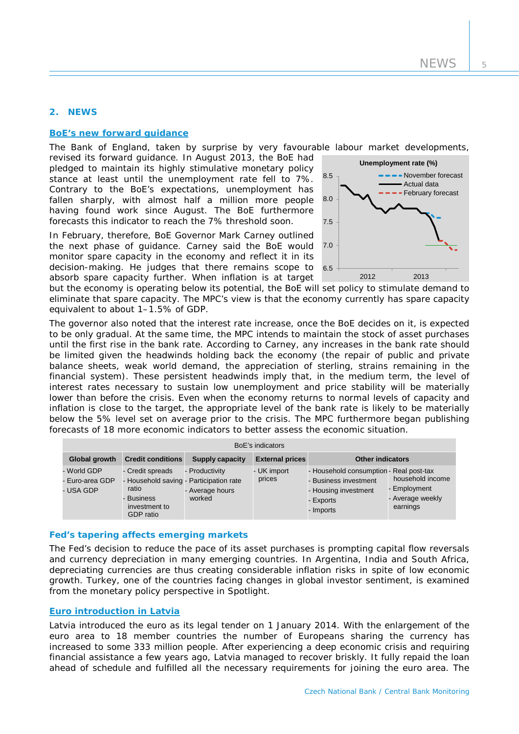## 2. NEWS

### BoE's new forward guidance

The Bank of England, taken by surprise by very favourable labour market developments, revised its forward guidance. In August 2013, the BoE had pledged to maintain its highly stimulative monetary policy stance at least until the unemployment rate fell to 7%. Contrary to the BoE's expectations, unemployment has fallen sharply, with almost half a million more people having found work since August. The BoE furthermore forecasts this indicator to reach the 7% threshold soon.

In February, therefore, BoE Governor Mark Carney outlined the next phase of guidance. Carney said the BoE would monitor spare capacity in the economy and reflect it in its decision-making. He judges that there remains scope to absorb spare capacity further. When inflation is at target but the economy is operating below its potential, the BoE will set policy to stimulate demand to eliminate that spare capacity. The MPC's view is that the economy currently has spare capacity equivalent to about 1–1.5% of GDP.

The governor also noted that the interest rate increase, once the BoE decides on it, is expected to be only gradual. At the same time, the MPC intends to maintain the stock of asset purchases until the first rise in the bank rate. According to Carney, any increases in the bank rate should be limited given the headwinds holding back the economy (the repair of public and private balance sheets, weak world demand, the appreciation of sterling, strains remaining in the financial system). These persistent headwinds imply that, in the medium term, the level of interest rates necessary to sustain low unemployment and price stability will be materially lower than before the crisis. Even when the economy returns to normal levels of capacity and inflation is close to the target, the appropriate level of the bank rate is likely to be materially below the 5% level set on average prior to the crisis. The MPC furthermore began publishing forecasts of 18 more economic indicators to better assess the economic situation.

| BoE's indicators | | | | | |
|---|---|---|---|---|---|
| **Global growth** | **Credit conditions** | **Supply capacity** | **External prices** | **Other indicators** | |
| - World GDP<br>- Euro-area GDP<br>- USA GDP | - Credit spreads<br>- Household saving ratio<br>- Business investment to GDP ratio | - Productivity<br>- Participation rate<br>- Average hours worked | - UK import prices | - Household consumption<br>- Business investment<br>- Housing investment<br>- Exports<br>- Imports | - Real post-tax household income<br>- Employment<br>- Average weekly earnings |

### Fed's tapering affects emerging markets

The Fed's decision to reduce the pace of its asset purchases is prompting capital flow reversals and currency depreciation in many emerging countries. In Argentina, India and South Africa, depreciating currencies are thus creating considerable inflation risks in spite of low economic growth. Turkey, one of the countries facing changes in global investor sentiment, is examined from the monetary policy perspective in Spotlight.

### Euro introduction in Latvia

Latvia introduced the euro as its legal tender on 1 January 2014. With the enlargement of the euro area to 18 member countries the number of Europeans sharing the currency has increased to some 333 million people. After experiencing a deep economic crisis and requiring financial assistance a few years ago, Latvia managed to recover briskly. It fully repaid the loan ahead of schedule and fulfilled all the necessary requirements for joining the euro area. The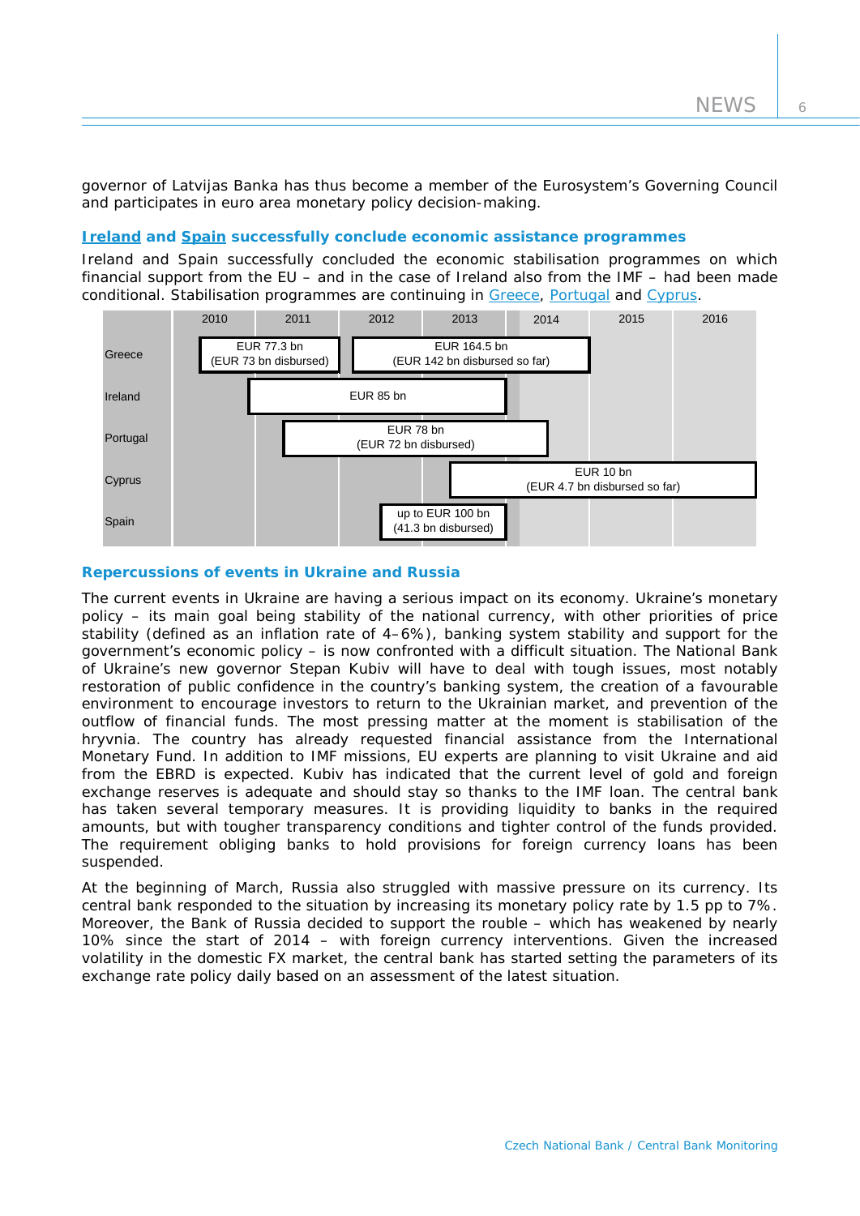governor of Latvijas Banka has thus become a member of the Eurosystem's Governing Council and participates in euro area monetary policy decision-making.

### [Ireland](#) and [Spain](#) successfully conclude economic assistance programmes

Ireland and Spain successfully concluded the economic stabilisation programmes on which financial support from the EU – and in the case of Ireland also from the IMF – had been made conditional. Stabilisation programmes are continuing in [Greece](#), [Portugal](#) and [Cyprus](#).

| Country | Programme |
|---|---|
| Greece | EUR 77.3 bn (EUR 73 bn disbursed) |
| Greece | EUR 164.5 bn (EUR 142 bn disbursed so far) |
| Ireland | EUR 85 bn |
| Portugal | EUR 78 bn (EUR 72 bn disbursed) |
| Cyprus | EUR 10 bn (EUR 4.7 bn disbursed so far) |
| Spain | up to EUR 100 bn (41.3 bn disbursed) |

### Repercussions of events in Ukraine and Russia

The current events in Ukraine are having a serious impact on its economy. Ukraine's monetary policy – its main goal being stability of the national currency, with other priorities of price stability (defined as an inflation rate of 4–6%), banking system stability and support for the government's economic policy – is now confronted with a difficult situation. The National Bank of Ukraine's new governor Stepan Kubiv will have to deal with tough issues, most notably restoration of public confidence in the country's banking system, the creation of a favourable environment to encourage investors to return to the Ukrainian market, and prevention of the outflow of financial funds. The most pressing matter at the moment is stabilisation of the hryvnia. The country has already requested financial assistance from the International Monetary Fund. In addition to IMF missions, EU experts are planning to visit Ukraine and aid from the EBRD is expected. Kubiv has indicated that the current level of gold and foreign exchange reserves is adequate and should stay so thanks to the IMF loan. The central bank has taken several temporary measures. It is providing liquidity to banks in the required amounts, but with tougher transparency conditions and tighter control of the funds provided. The requirement obliging banks to hold provisions for foreign currency loans has been suspended.

At the beginning of March, Russia also struggled with massive pressure on its currency. Its central bank responded to the situation by increasing its monetary policy rate by 1.5 pp to 7%. Moreover, the Bank of Russia decided to support the rouble – which has weakened by nearly 10% since the start of 2014 – with foreign currency interventions. Given the increased volatility in the domestic FX market, the central bank has started setting the parameters of its exchange rate policy daily based on an assessment of the latest situation.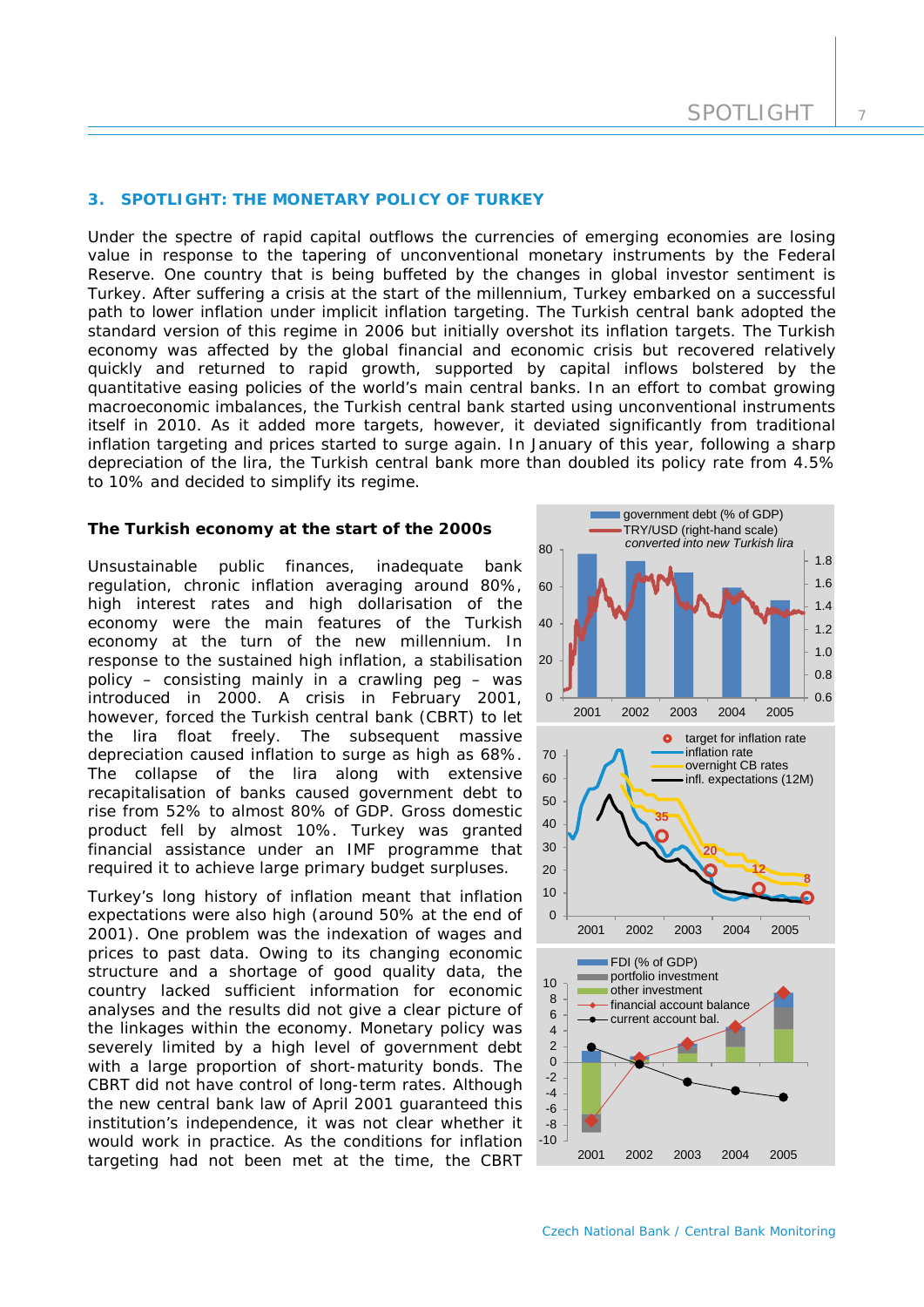## 3. SPOTLIGHT: THE MONETARY POLICY OF TURKEY

Under the spectre of rapid capital outflows the currencies of emerging economies are losing value in response to the tapering of unconventional monetary instruments by the Federal Reserve. One country that is being buffeted by the changes in global investor sentiment is Turkey. After suffering a crisis at the start of the millennium, Turkey embarked on a successful path to lower inflation under implicit inflation targeting. The Turkish central bank adopted the standard version of this regime in 2006 but initially overshot its inflation targets. The Turkish economy was affected by the global financial and economic crisis but recovered relatively quickly and returned to rapid growth, supported by capital inflows bolstered by the quantitative easing policies of the world's main central banks. In an effort to combat growing macroeconomic imbalances, the Turkish central bank started using unconventional instruments itself in 2010. As it added more targets, however, it deviated significantly from traditional inflation targeting and prices started to surge again. In January of this year, following a sharp depreciation of the lira, the Turkish central bank more than doubled its policy rate from 4.5% to 10% and decided to simplify its regime.

### The Turkish economy at the start of the 2000s

Unsustainable public finances, inadequate bank regulation, chronic inflation averaging around 80%, high interest rates and high dollarisation of the economy were the main features of the Turkish economy at the turn of the new millennium. In response to the sustained high inflation, a stabilisation policy – consisting mainly in a crawling peg – was introduced in 2000. A crisis in February 2001, however, forced the Turkish central bank (CBRT) to let the lira float freely. The subsequent massive depreciation caused inflation to surge as high as 68%. The collapse of the lira along with extensive recapitalisation of banks caused government debt to rise from 52% to almost 80% of GDP. Gross domestic product fell by almost 10%. Turkey was granted financial assistance under an IMF programme that required it to achieve large primary budget surpluses.

Turkey's long history of inflation meant that inflation expectations were also high (around 50% at the end of 2001). One problem was the indexation of wages and prices to past data. Owing to its changing economic structure and a shortage of good quality data, the country lacked sufficient information for economic analyses and the results did not give a clear picture of the linkages within the economy. Monetary policy was severely limited by a high level of government debt with a large proportion of short-maturity bonds. The CBRT did not have control of long-term rates. Although the new central bank law of April 2001 guaranteed this institution's independence, it was not clear whether it would work in practice. As the conditions for inflation targeting had not been met at the time, the CBRT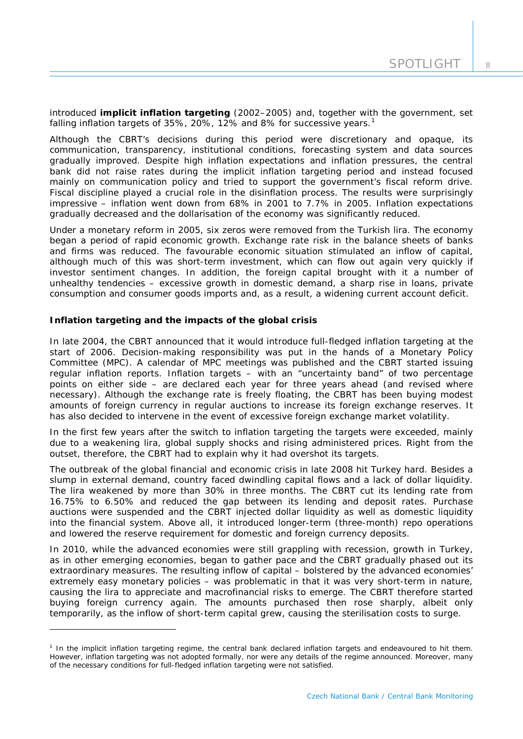introduced **implicit inflation targeting** (2002–2005) and, together with the government, set falling inflation targets of 35%, 20%, 12% and 8% for successive years.[1]

Although the CBRT's decisions during this period were discretionary and opaque, its communication, transparency, institutional conditions, forecasting system and data sources gradually improved. Despite high inflation expectations and inflation pressures, the central bank did not raise rates during the implicit inflation targeting period and instead focused mainly on communication policy and tried to support the government's fiscal reform drive. Fiscal discipline played a crucial role in the disinflation process. The results were surprisingly impressive – inflation went down from 68% in 2001 to 7.7% in 2005. Inflation expectations gradually decreased and the dollarisation of the economy was significantly reduced.

Under a monetary reform in 2005, six zeros were removed from the Turkish lira. The economy began a period of rapid economic growth. Exchange rate risk in the balance sheets of banks and firms was reduced. The favourable economic situation stimulated an inflow of capital, although much of this was short-term investment, which can flow out again very quickly if investor sentiment changes. In addition, the foreign capital brought with it a number of unhealthy tendencies – excessive growth in domestic demand, a sharp rise in loans, private consumption and consumer goods imports and, as a result, a widening current account deficit.

### Inflation targeting and the impacts of the global crisis

In late 2004, the CBRT announced that it would introduce full-fledged inflation targeting at the start of 2006. Decision-making responsibility was put in the hands of a Monetary Policy Committee (MPC). A calendar of MPC meetings was published and the CBRT started issuing regular inflation reports. Inflation targets – with an "uncertainty band" of two percentage points on either side – are declared each year for three years ahead (and revised where necessary). Although the exchange rate is freely floating, the CBRT has been buying modest amounts of foreign currency in regular auctions to increase its foreign exchange reserves. It has also decided to intervene in the event of excessive foreign exchange market volatility.

In the first few years after the switch to inflation targeting the targets were exceeded, mainly due to a weakening lira, global supply shocks and rising administered prices. Right from the outset, therefore, the CBRT had to explain why it had overshot its targets.

The outbreak of the global financial and economic crisis in late 2008 hit Turkey hard. Besides a slump in external demand, country faced dwindling capital flows and a lack of dollar liquidity. The lira weakened by more than 30% in three months. The CBRT cut its lending rate from 16.75% to 6.50% and reduced the gap between its lending and deposit rates. Purchase auctions were suspended and the CBRT injected dollar liquidity as well as domestic liquidity into the financial system. Above all, it introduced longer-term (three-month) repo operations and lowered the reserve requirement for domestic and foreign currency deposits.

In 2010, while the advanced economies were still grappling with recession, growth in Turkey, as in other emerging economies, began to gather pace and the CBRT gradually phased out its extraordinary measures. The resulting inflow of capital – bolstered by the advanced economies' extremely easy monetary policies – was problematic in that it was very short-term in nature, causing the lira to appreciate and macrofinancial risks to emerge. The CBRT therefore started buying foreign currency again. The amounts purchased then rose sharply, albeit only temporarily, as the inflow of short-term capital grew, causing the sterilisation costs to surge.

[1] In the implicit inflation targeting regime, the central bank declared inflation targets and endeavoured to hit them. However, inflation targeting was not adopted formally, nor were any details of the regime announced. Moreover, many of the necessary conditions for full-fledged inflation targeting were not satisfied.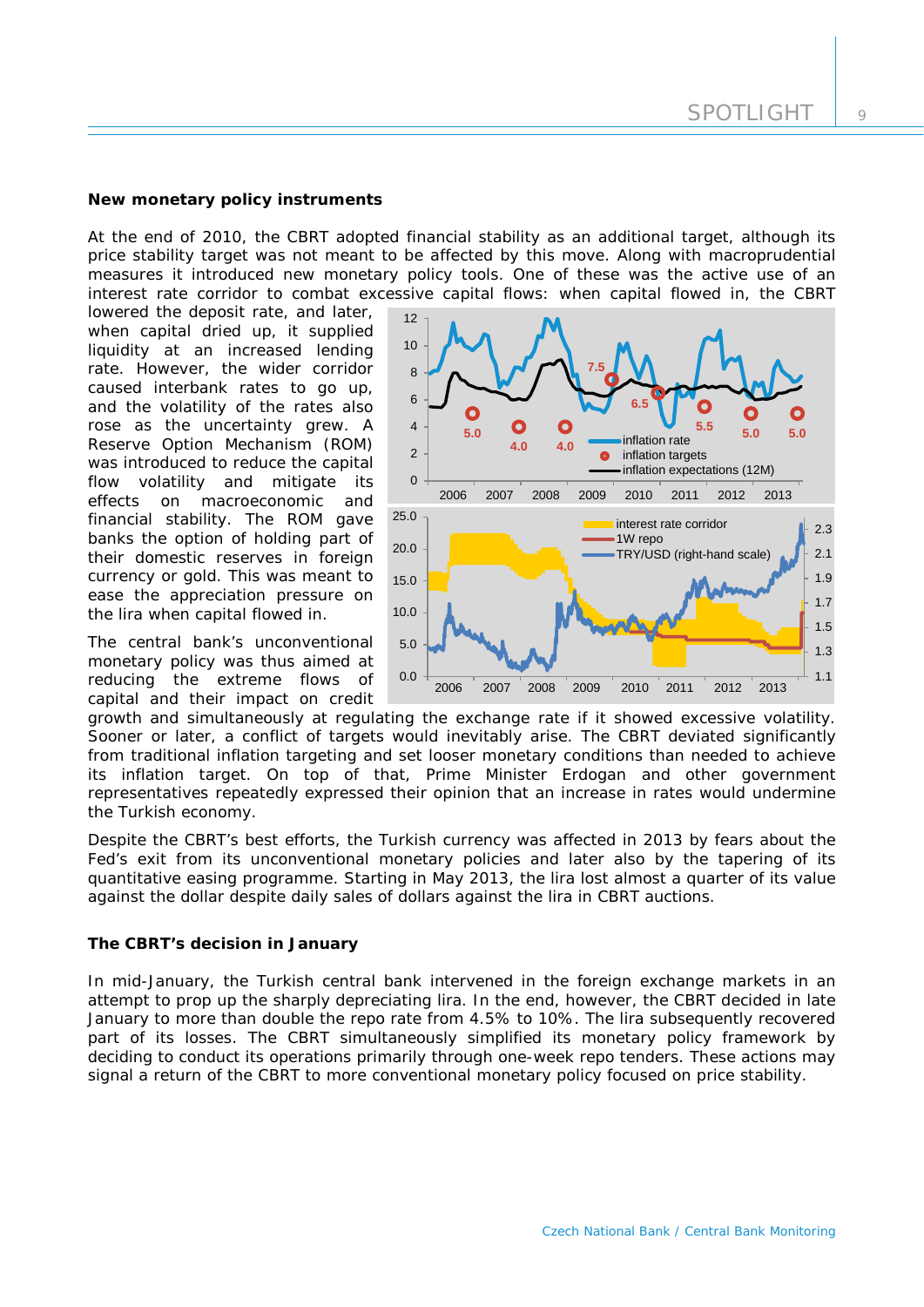**New monetary policy instruments**

At the end of 2010, the CBRT adopted financial stability as an additional target, although its price stability target was not meant to be affected by this move. Along with macroprudential measures it introduced new monetary policy tools. One of these was the active use of an interest rate corridor to combat excessive capital flows: when capital flowed in, the CBRT lowered the deposit rate, and later, when capital dried up, it supplied liquidity at an increased lending rate. However, the wider corridor caused interbank rates to go up, and the volatility of the rates also rose as the uncertainty grew. A Reserve Option Mechanism (ROM) was introduced to reduce the capital flow volatility and mitigate its effects on macroeconomic and financial stability. The ROM gave banks the option of holding part of their domestic reserves in foreign currency or gold. This was meant to ease the appreciation pressure on the lira when capital flowed in.

The central bank's unconventional monetary policy was thus aimed at reducing the extreme flows of capital and their impact on credit growth and simultaneously at regulating the exchange rate if it showed excessive volatility. Sooner or later, a conflict of targets would inevitably arise. The CBRT deviated significantly from traditional inflation targeting and set looser monetary conditions than needed to achieve its inflation target. On top of that, Prime Minister Erdogan and other government representatives repeatedly expressed their opinion that an increase in rates would undermine the Turkish economy.

Despite the CBRT's best efforts, the Turkish currency was affected in 2013 by fears about the Fed's exit from its unconventional monetary policies and later also by the tapering of its quantitative easing programme. Starting in May 2013, the lira lost almost a quarter of its value against the dollar despite daily sales of dollars against the lira in CBRT auctions.

**The CBRT's decision in January**

In mid-January, the Turkish central bank intervened in the foreign exchange markets in an attempt to prop up the sharply depreciating lira. In the end, however, the CBRT decided in late January to more than double the repo rate from 4.5% to 10%. The lira subsequently recovered part of its losses. The CBRT simultaneously simplified its monetary policy framework by deciding to conduct its operations primarily through one-week repo tenders. These actions may signal a return of the CBRT to more conventional monetary policy focused on price stability.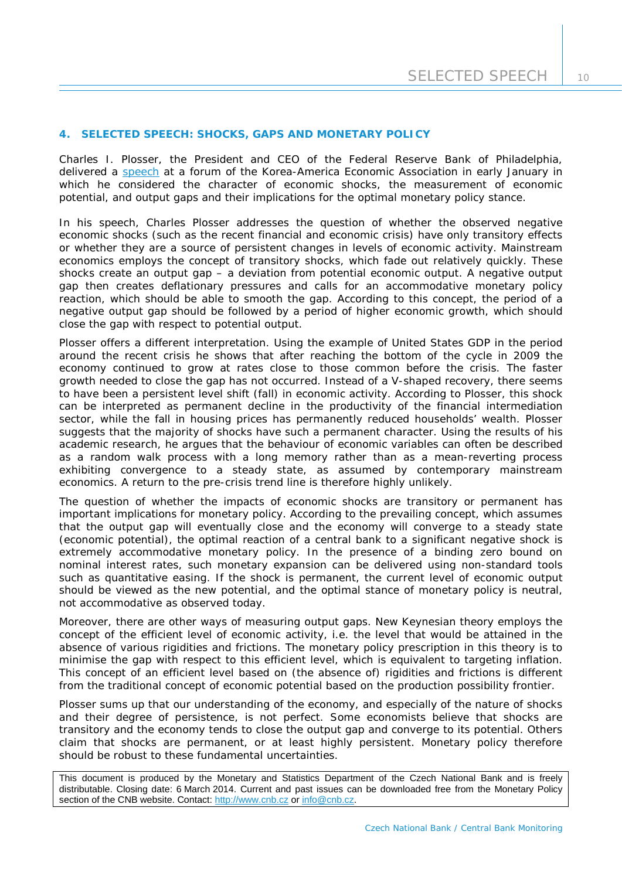## 4. SELECTED SPEECH: SHOCKS, GAPS AND MONETARY POLICY

Charles I. Plosser, the President and CEO of the Federal Reserve Bank of Philadelphia, delivered a speech at a forum of the Korea-America Economic Association in early January in which he considered the character of economic shocks, the measurement of economic potential, and output gaps and their implications for the optimal monetary policy stance.

In his speech, Charles Plosser addresses the question of whether the observed negative economic shocks (such as the recent financial and economic crisis) have only transitory effects or whether they are a source of persistent changes in levels of economic activity. Mainstream economics employs the concept of transitory shocks, which fade out relatively quickly. These shocks create an output gap – a deviation from potential economic output. A negative output gap then creates deflationary pressures and calls for an accommodative monetary policy reaction, which should be able to smooth the gap. According to this concept, the period of a negative output gap should be followed by a period of higher economic growth, which should close the gap with respect to potential output.

Plosser offers a different interpretation. Using the example of United States GDP in the period around the recent crisis he shows that after reaching the bottom of the cycle in 2009 the economy continued to grow at rates close to those common before the crisis. The faster growth needed to close the gap has not occurred. Instead of a V-shaped recovery, there seems to have been a persistent level shift (fall) in economic activity. According to Plosser, this shock can be interpreted as permanent decline in the productivity of the financial intermediation sector, while the fall in housing prices has permanently reduced households' wealth. Plosser suggests that the majority of shocks have such a permanent character. Using the results of his academic research, he argues that the behaviour of economic variables can often be described as a random walk process with a long memory rather than as a mean-reverting process exhibiting convergence to a steady state, as assumed by contemporary mainstream economics. A return to the pre-crisis trend line is therefore highly unlikely.

The question of whether the impacts of economic shocks are transitory or permanent has important implications for monetary policy. According to the prevailing concept, which assumes that the output gap will eventually close and the economy will converge to a steady state (economic potential), the optimal reaction of a central bank to a significant negative shock is extremely accommodative monetary policy. In the presence of a binding zero bound on nominal interest rates, such monetary expansion can be delivered using non-standard tools such as quantitative easing. If the shock is permanent, the current level of economic output should be viewed as the new potential, and the optimal stance of monetary policy is neutral, not accommodative as observed today.

Moreover, there are other ways of measuring output gaps. New Keynesian theory employs the concept of the efficient level of economic activity, i.e. the level that would be attained in the absence of various rigidities and frictions. The monetary policy prescription in this theory is to minimise the gap with respect to this efficient level, which is equivalent to targeting inflation. This concept of an efficient level based on (the absence of) rigidities and frictions is different from the traditional concept of economic potential based on the production possibility frontier.

Plosser sums up that our understanding of the economy, and especially of the nature of shocks and their degree of persistence, is not perfect. Some economists believe that shocks are transitory and the economy tends to close the output gap and converge to its potential. Others claim that shocks are permanent, or at least highly persistent. Monetary policy therefore should be robust to these fundamental uncertainties.

This document is produced by the Monetary and Statistics Department of the Czech National Bank and is freely distributable. Closing date: 6 March 2014. Current and past issues can be downloaded free from the Monetary Policy section of the CNB website. Contact: http://www.cnb.cz or info@cnb.cz.